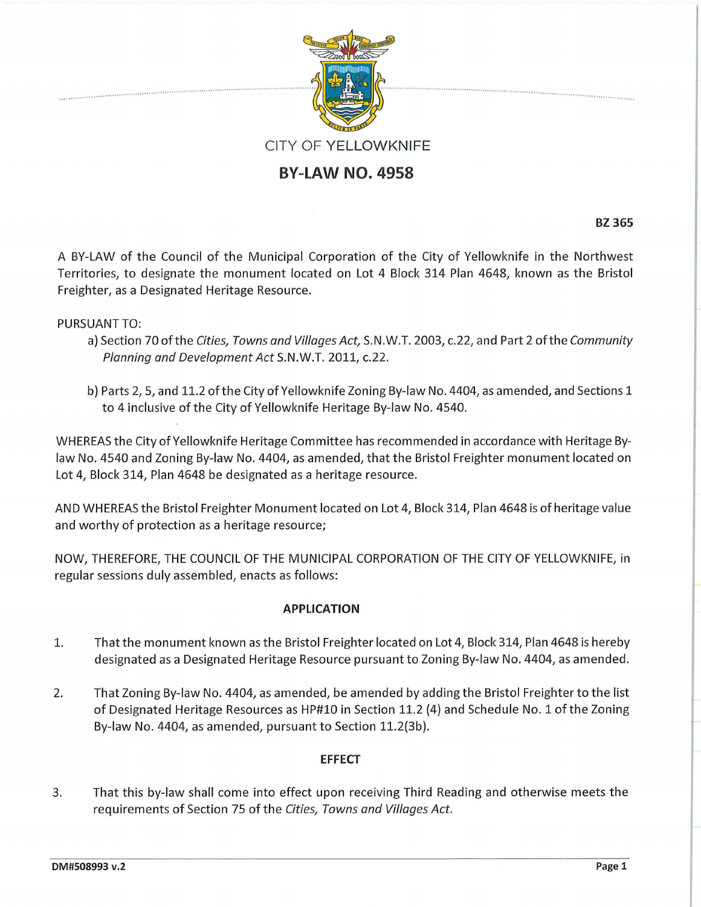CITY OF YELLOWKNIFE

# BY-LAW NO. 4958

**BZ 365**

A BY-LAW of the Council of the Municipal Corporation of the City of Yellowknife in the Northwest Territories, to designate the monument located on Lot 4 Block 314 Plan 4648, known as the Bristol Freighter, as a Designated Heritage Resource.

PURSUANT TO:

a) Section 70 of the *Cities, Towns and Villages Act,* S.N.W.T. 2003, c.22, and Part 2 of the *Community Planning and Development Act* S.N.W.T. 2011, c.22.

b) Parts 2, 5, and 11.2 of the City of Yellowknife Zoning By-law No. 4404, as amended, and Sections 1 to 4 inclusive of the City of Yellowknife Heritage By-law No. 4540.

WHEREAS the City of Yellowknife Heritage Committee has recommended in accordance with Heritage By-law No. 4540 and Zoning By-law No. 4404, as amended, that the Bristol Freighter monument located on Lot 4, Block 314, Plan 4648 be designated as a heritage resource.

AND WHEREAS the Bristol Freighter Monument located on Lot 4, Block 314, Plan 4648 is of heritage value and worthy of protection as a heritage resource;

NOW, THEREFORE, THE COUNCIL OF THE MUNICIPAL CORPORATION OF THE CITY OF YELLOWKNIFE, in regular sessions duly assembled, enacts as follows:

**APPLICATION**

1. That the monument known as the Bristol Freighter located on Lot 4, Block 314, Plan 4648 is hereby designated as a Designated Heritage Resource pursuant to Zoning By-law No. 4404, as amended.

2. That Zoning By-law No. 4404, as amended, be amended by adding the Bristol Freighter to the list of Designated Heritage Resources as HP#10 in Section 11.2 (4) and Schedule No. 1 of the Zoning By-law No. 4404, as amended, pursuant to Section 11.2(3b).

**EFFECT**

3. That this by-law shall come into effect upon receiving Third Reading and otherwise meets the requirements of Section 75 of the *Cities, Towns and Villages Act.*

DM#508993 v.2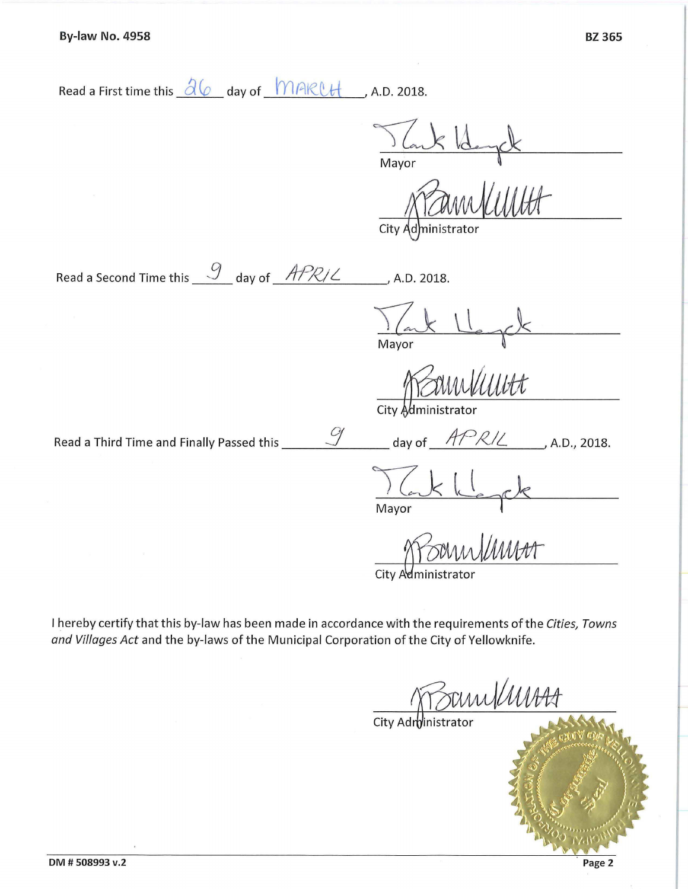Read a First time this 26 day of MARCH, A.D. 2018.

Mayor

City Administrator

Read a Second Time this 9 day of APRIL, A.D. 2018.

Mayor

City Administrator

Read a Third Time and Finally Passed this 9 day of APRIL, A.D., 2018.

Mayor

City Administrator

I hereby certify that this by-law has been made in accordance with the requirements of the *Cities, Towns and Villages Act* and the by-laws of the Municipal Corporation of the City of Yellowknife.

City Administrator